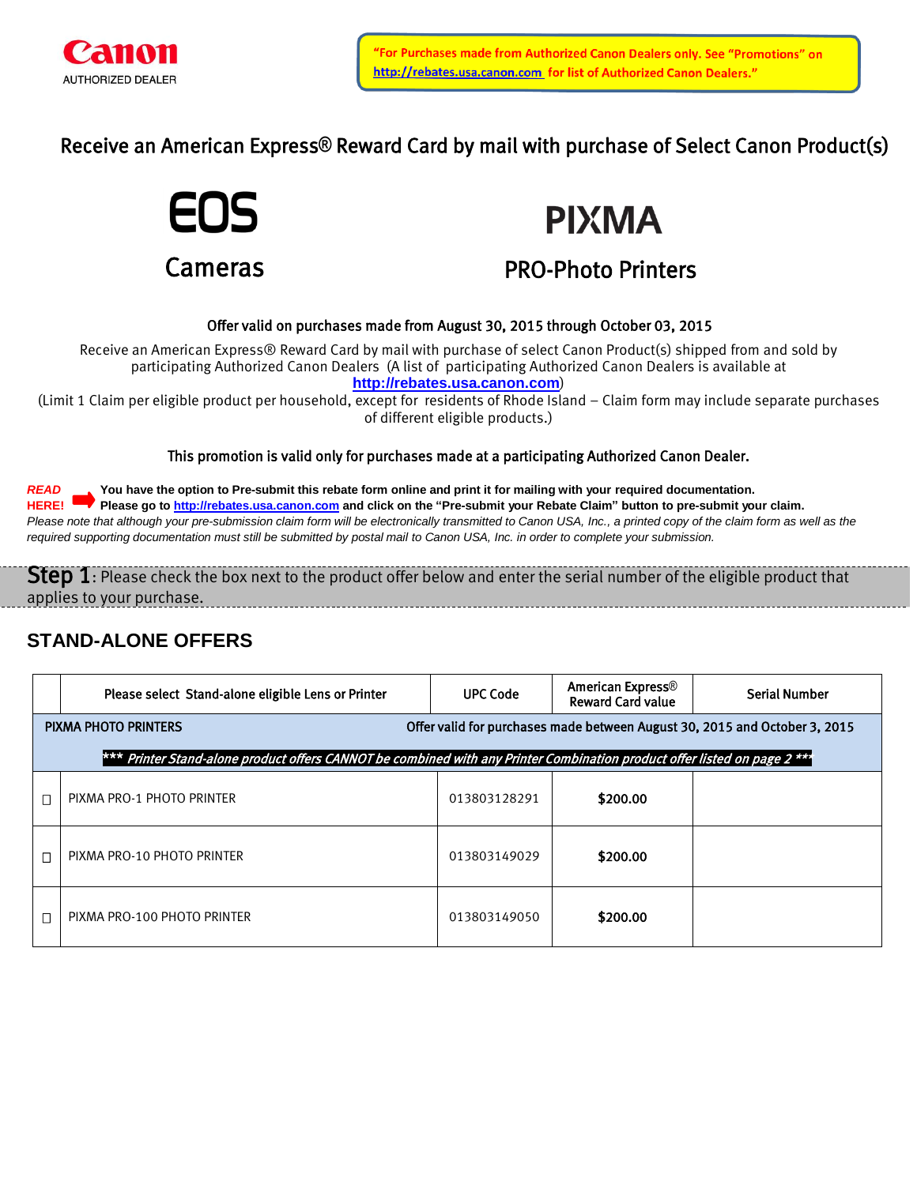Canon
AUTHORIZED DEALER

"For Purchases made from Authorized Canon Dealers only. See "Promotions" on http://rebates.usa.canon.com for list of Authorized Canon Dealers."

# Receive an American Express® Reward Card by mail with purchase of Select Canon Product(s)

**EOS**

**Cameras**

**PIXMA**

**PRO-Photo Printers**

**Offer valid on purchases made from August 30, 2015 through October 03, 2015**

Receive an American Express® Reward Card by mail with purchase of select Canon Product(s) shipped from and sold by participating Authorized Canon Dealers (A list of participating Authorized Canon Dealers is available at **http://rebates.usa.canon.com**)
(Limit 1 Claim per eligible product per household, except for residents of Rhode Island – Claim form may include separate purchases of different eligible products.)

**This promotion is valid only for purchases made at a participating Authorized Canon Dealer.**

***READ HERE!*** **You have the option to Pre-submit this rebate form online and print it for mailing with your required documentation.**
**Please go to http://rebates.usa.canon.com and click on the "Pre-submit your Rebate Claim" button to pre-submit your claim.**
*Please note that although your pre-submission claim form will be electronically transmitted to Canon USA, Inc., a printed copy of the claim form as well as the required supporting documentation must still be submitted by postal mail to Canon USA, Inc. in order to complete your submission.*

**Step 1**: Please check the box next to the product offer below and enter the serial number of the eligible product that applies to your purchase.

## STAND-ALONE OFFERS

| | Please select Stand-alone eligible Lens or Printer | UPC Code | American Express® Reward Card value | Serial Number |
|---|---|---|---|---|
| | PIXMA PHOTO PRINTERS | Offer valid for purchases made between August 30, 2015 and October 3, 2015 | | |
| | *\*\*\* Printer Stand-alone product offers CANNOT be combined with any Printer Combination product offer listed on page 2 \*\*\** | | | |
| ☐ | PIXMA PRO-1 PHOTO PRINTER | 013803128291 | **$200.00** | |
| ☐ | PIXMA PRO-10 PHOTO PRINTER | 013803149029 | **$200.00** | |
| ☐ | PIXMA PRO-100 PHOTO PRINTER | 013803149050 | **$200.00** | |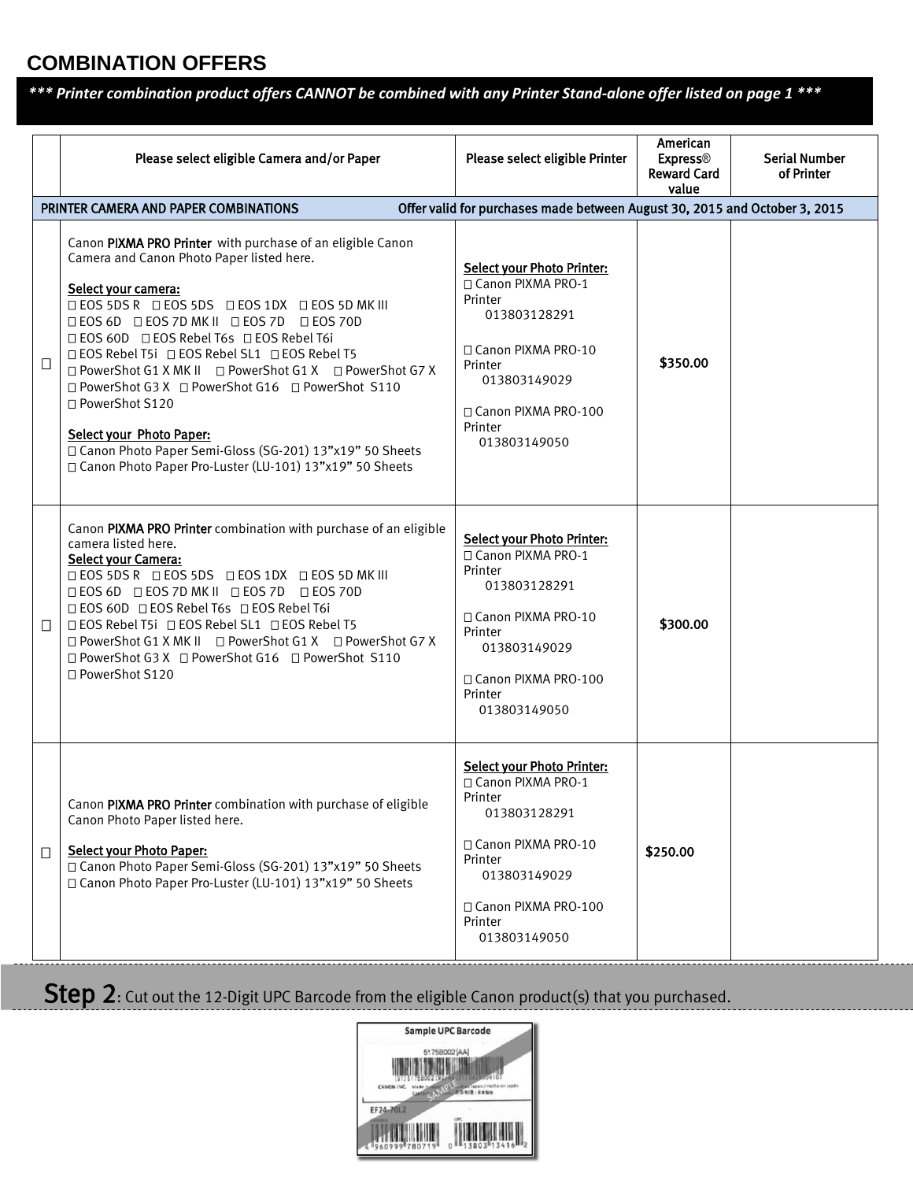## COMBINATION OFFERS

***\*\*\* Printer combination product offers CANNOT be combined with any Printer Stand-alone offer listed on page 1 \*\*\****

| | Please select eligible Camera and/or Paper | Please select eligible Printer | American Express® Reward Card value | Serial Number of Printer |
|---|---|---|---|---|
| PRINTER CAMERA AND PAPER COMBINATIONS | Offer valid for purchases made between August 30, 2015 and October 3, 2015 | | | |
| ☐ | Canon **PIXMA PRO Printer** with purchase of an eligible Canon Camera and Canon Photo Paper listed here.<br><br>Select your camera:<br>☐ EOS 5DS R ☐ EOS 5DS ☐ EOS 1DX ☐ EOS 5D MK III<br>☐ EOS 6D ☐ EOS 7D MK II ☐ EOS 7D ☐ EOS 70D<br>☐ EOS 60D ☐ EOS Rebel T6s ☐ EOS Rebel T6i<br>☐ EOS Rebel T5i ☐ EOS Rebel SL1 ☐ EOS Rebel T5<br>☐ PowerShot G1 X MK II ☐ PowerShot G1 X ☐ PowerShot G7 X<br>☐ PowerShot G3 X ☐ PowerShot G16 ☐ PowerShot S110<br>☐ PowerShot S120<br><br>Select your Photo Paper:<br>☐ Canon Photo Paper Semi-Gloss (SG-201) 13"x19" 50 Sheets<br>☐ Canon Photo Paper Pro-Luster (LU-101) 13"x19" 50 Sheets | Select your Photo Printer:<br>☐ Canon PIXMA PRO-1 Printer 013803128291<br><br>☐ Canon PIXMA PRO-10 Printer 013803149029<br><br>☐ Canon PIXMA PRO-100 Printer 013803149050 | $350.00 | |
| ☐ | Canon **PIXMA PRO Printer** combination with purchase of an eligible camera listed here.<br>Select your Camera:<br>☐ EOS 5DS R ☐ EOS 5DS ☐ EOS 1DX ☐ EOS 5D MK III<br>☐ EOS 6D ☐ EOS 7D MK II ☐ EOS 7D ☐ EOS 70D<br>☐ EOS 60D ☐ EOS Rebel T6s ☐ EOS Rebel T6i<br>☐ EOS Rebel T5i ☐ EOS Rebel SL1 ☐ EOS Rebel T5<br>☐ PowerShot G1 X MK II ☐ PowerShot G1 X ☐ PowerShot G7 X<br>☐ PowerShot G3 X ☐ PowerShot G16 ☐ PowerShot S110<br>☐ PowerShot S120 | Select your Photo Printer:<br>☐ Canon PIXMA PRO-1 Printer 013803128291<br><br>☐ Canon PIXMA PRO-10 Printer 013803149029<br><br>☐ Canon PIXMA PRO-100 Printer 013803149050 | $300.00 | |
| ☐ | Canon **PIXMA PRO Printer** combination with purchase of eligible Canon Photo Paper listed here.<br><br>Select your Photo Paper:<br>☐ Canon Photo Paper Semi-Gloss (SG-201) 13"x19" 50 Sheets<br>☐ Canon Photo Paper Pro-Luster (LU-101) 13"x19" 50 Sheets | Select your Photo Printer:<br>☐ Canon PIXMA PRO-1 Printer 013803128291<br><br>☐ Canon PIXMA PRO-10 Printer 013803149029<br><br>☐ Canon PIXMA PRO-100 Printer 013803149050 | $250.00 | |

**Step 2**: Cut out the 12-Digit UPC Barcode from the eligible Canon product(s) that you purchased.

Sample UPC Barcode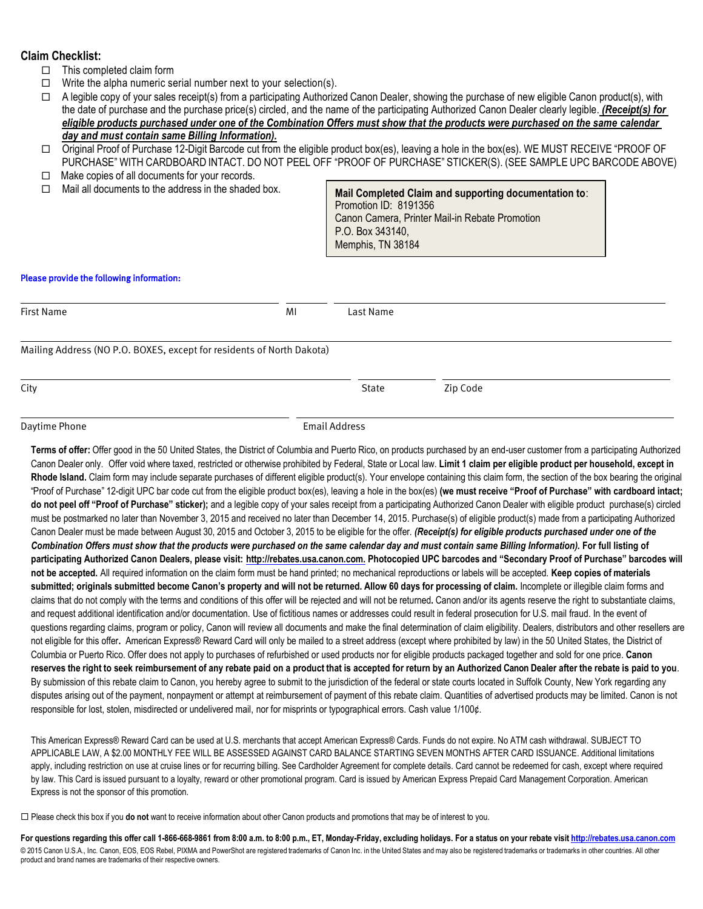## Claim Checklist:

- ☐ This completed claim form
- ☐ Write the alpha numeric serial number next to your selection(s).
- ☐ A legible copy of your sales receipt(s) from a participating Authorized Canon Dealer, showing the purchase of new eligible Canon product(s), with the date of purchase and the purchase price(s) circled, and the name of the participating Authorized Canon Dealer clearly legible. ***(Receipt(s) for eligible products purchased under one of the Combination Offers must show that the products were purchased on the same calendar day and must contain same Billing Information).***
- ☐ Original Proof of Purchase 12-Digit Barcode cut from the eligible product box(es), leaving a hole in the box(es). WE MUST RECEIVE "PROOF OF PURCHASE" WITH CARDBOARD INTACT. DO NOT PEEL OFF "PROOF OF PURCHASE" STICKER(S). (SEE SAMPLE UPC BARCODE ABOVE)
- ☐ Make copies of all documents for your records.
- ☐ Mail all documents to the address in the shaded box.

**Mail Completed Claim and supporting documentation to**:
Promotion ID: 8191356
Canon Camera, Printer Mail-in Rebate Promotion
P.O. Box 343140,
Memphis, TN 38184

**Please provide the following information:**

First Name ______ MI ______ Last Name ______

Mailing Address (NO P.O. BOXES, except for residents of North Dakota) ______

City ______ State ______ Zip Code ______

Daytime Phone ______ Email Address ______

**Terms of offer:** Offer good in the 50 United States, the District of Columbia and Puerto Rico, on products purchased by an end-user customer from a participating Authorized Canon Dealer only. Offer void where taxed, restricted or otherwise prohibited by Federal, State or Local law. **Limit 1 claim per eligible product per household, except in Rhode Island.** Claim form may include separate purchases of different eligible product(s). Your envelope containing this claim form, the section of the box bearing the original "Proof of Purchase" 12-digit UPC bar code cut from the eligible product box(es), leaving a hole in the box(es) **(we must receive "Proof of Purchase" with cardboard intact; do not peel off "Proof of Purchase" sticker);** and a legible copy of your sales receipt from a participating Authorized Canon Dealer with eligible product purchase(s) circled must be postmarked no later than November 3, 2015 and received no later than December 14, 2015. Purchase(s) of eligible product(s) made from a participating Authorized Canon Dealer must be made between August 30, 2015 and October 3, 2015 to be eligible for the offer. ***(Receipt(s) for eligible products purchased under one of the Combination Offers must show that the products were purchased on the same calendar day and must contain same Billing Information).*** **For full listing of participating Authorized Canon Dealers, please visit: http://rebates.usa.canon.com. Photocopied UPC barcodes and "Secondary Proof of Purchase" barcodes will not be accepted.** All required information on the claim form must be hand printed; no mechanical reproductions or labels will be accepted. **Keep copies of materials submitted; originals submitted become Canon's property and will not be returned. Allow 60 days for processing of claim.** Incomplete or illegible claim forms and claims that do not comply with the terms and conditions of this offer will be rejected and will not be returned**.** Canon and/or its agents reserve the right to substantiate claims, and request additional identification and/or documentation. Use of fictitious names or addresses could result in federal prosecution for U.S. mail fraud. In the event of questions regarding claims, program or policy, Canon will review all documents and make the final determination of claim eligibility. Dealers, distributors and other resellers are not eligible for this offer**.** American Express® Reward Card will only be mailed to a street address (except where prohibited by law) in the 50 United States, the District of Columbia or Puerto Rico. Offer does not apply to purchases of refurbished or used products nor for eligible products packaged together and sold for one price. **Canon reserves the right to seek reimbursement of any rebate paid on a product that is accepted for return by an Authorized Canon Dealer after the rebate is paid to you**. By submission of this rebate claim to Canon, you hereby agree to submit to the jurisdiction of the federal or state courts located in Suffolk County, New York regarding any disputes arising out of the payment, nonpayment or attempt at reimbursement of payment of this rebate claim. Quantities of advertised products may be limited. Canon is not responsible for lost, stolen, misdirected or undelivered mail, nor for misprints or typographical errors. Cash value 1/100¢.

This American Express® Reward Card can be used at U.S. merchants that accept American Express® Cards. Funds do not expire. No ATM cash withdrawal. SUBJECT TO APPLICABLE LAW, A $2.00 MONTHLY FEE WILL BE ASSESSED AGAINST CARD BALANCE STARTING SEVEN MONTHS AFTER CARD ISSUANCE. Additional limitations apply, including restriction on use at cruise lines or for recurring billing. See Cardholder Agreement for complete details. Card cannot be redeemed for cash, except where required by law. This Card is issued pursuant to a loyalty, reward or other promotional program. Card is issued by American Express Prepaid Card Management Corporation. American Express is not the sponsor of this promotion.

☐ Please check this box if you **do not** want to receive information about other Canon products and promotions that may be of interest to you.

**For questions regarding this offer call 1-866-668-9861 from 8:00 a.m. to 8:00 p.m., ET, Monday-Friday, excluding holidays. For a status on your rebate visit http://rebates.usa.canon.com**

© 2015 Canon U.S.A., Inc. Canon, EOS, EOS Rebel, PIXMA and PowerShot are registered trademarks of Canon Inc. in the United States and may also be registered trademarks or trademarks in other countries. All other product and brand names are trademarks of their respective owners.